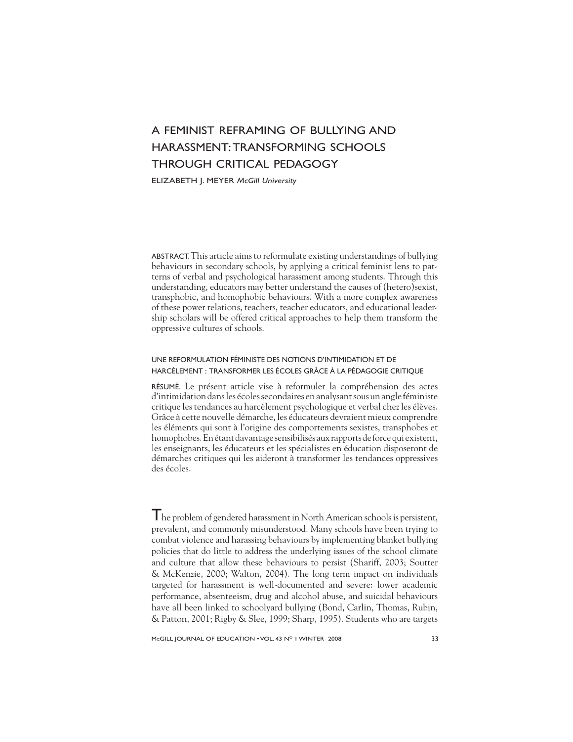# A FEMINIST REFRAMING OF BULLYING AND HARASSMENT: TRANSFORMING SCHOOLS THROUGH CRITICAL PEDAGOGY

ELIZABETH J. MEYER *McGill University*

ABSTRACT. This article aims to reformulate existing understandings of bullying behaviours in secondary schools, by applying a critical feminist lens to patterns of verbal and psychological harassment among students. Through this understanding, educators may better understand the causes of (hetero)sexist, transphobic, and homophobic behaviours. With a more complex awareness of these power relations, teachers, teacher educators, and educational leadership scholars will be offered critical approaches to help them transform the oppressive cultures of schools.

## UNE REFORMULATION FÉMINISTE DES NOTIONS D'INTIMIDATION ET DE HARCÈLEMENT : TRANSFORMER LES ÉCOLES GRÂCE À LA PÉDAGOGIE CRITIQUE

RÉSUMÉ. Le présent article vise à reformuler la compréhension des actes d'intimidation dans les écoles secondaires en analysant sous un angle féministe critique les tendances au harcèlement psychologique et verbal chez les élèves. Grâce à cette nouvelle démarche, les éducateurs devraient mieux comprendre les éléments qui sont à l'origine des comportements sexistes, transphobes et homophobes. En étant davantage sensibilisés aux rapports de force qui existent, les enseignants, les éducateurs et les spécialistes en éducation disposeront de démarches critiques qui les aideront à transformer les tendances oppressives des écoles.

The problem of gendered harassment in North American schools is persistent, prevalent, and commonly misunderstood. Many schools have been trying to combat violence and harassing behaviours by implementing blanket bullying policies that do little to address the underlying issues of the school climate and culture that allow these behaviours to persist (Shariff, 2003; Soutter & McKenzie, 2000; Walton, 2004). The long term impact on individuals targeted for harassment is well-documented and severe: lower academic performance, absenteeism, drug and alcohol abuse, and suicidal behaviours have all been linked to schoolyard bullying (Bond, Carlin, Thomas, Rubin, & Patton, 2001; Rigby & Slee, 1999; Sharp, 1995). Students who are targets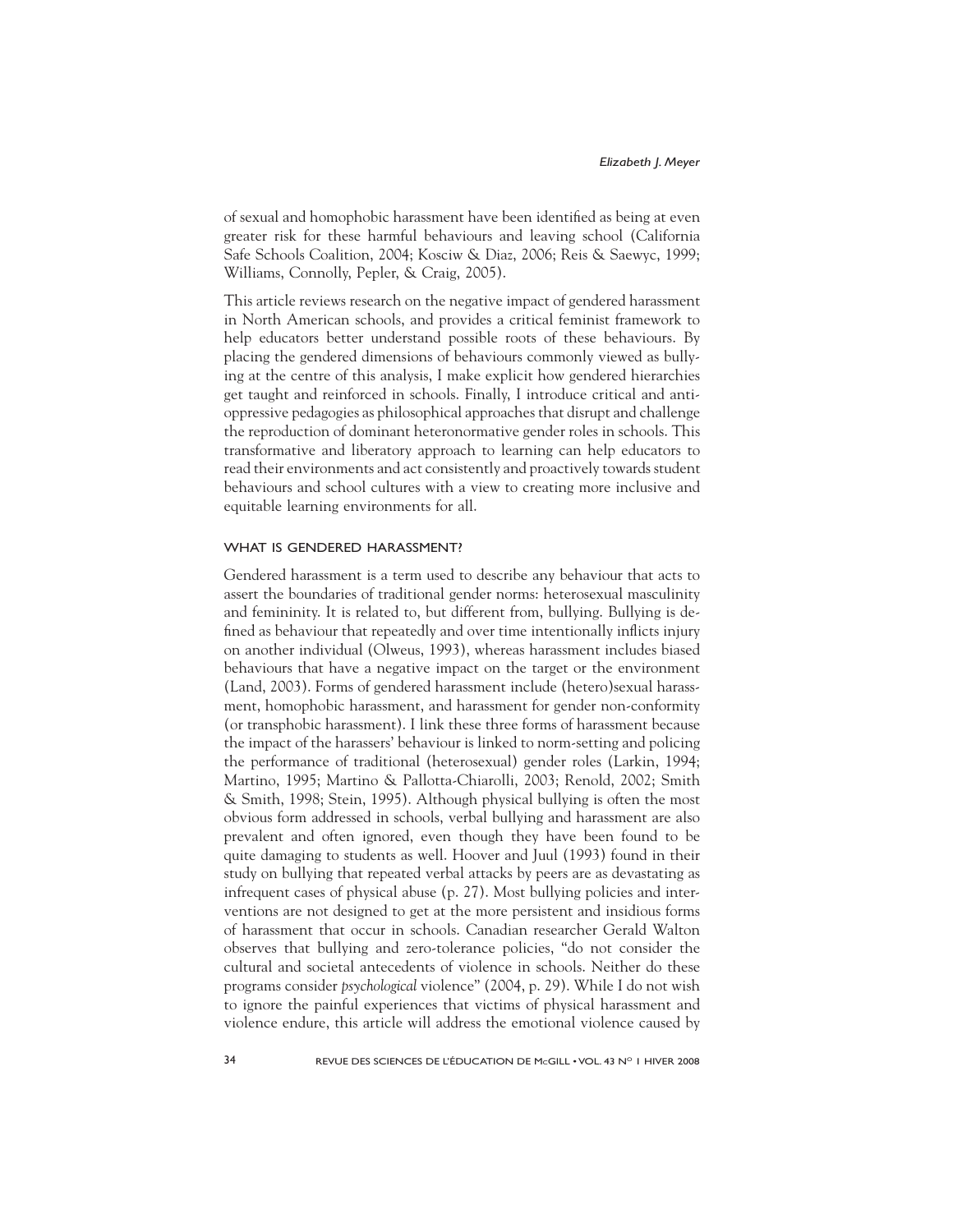of sexual and homophobic harassment have been identified as being at even greater risk for these harmful behaviours and leaving school (California Safe Schools Coalition, 2004; Kosciw & Diaz, 2006; Reis & Saewyc, 1999; Williams, Connolly, Pepler, & Craig, 2005).

This article reviews research on the negative impact of gendered harassment in North American schools, and provides a critical feminist framework to help educators better understand possible roots of these behaviours. By placing the gendered dimensions of behaviours commonly viewed as bullying at the centre of this analysis, I make explicit how gendered hierarchies get taught and reinforced in schools. Finally, I introduce critical and anti-oppressive pedagogies as philosophical approaches that disrupt and challenge the reproduction of dominant heteronormative gender roles in schools. This transformative and liberatory approach to learning can help educators to read their environments and act consistently and proactively towards student behaviours and school cultures with a view to creating more inclusive and equitable learning environments for all.

## WHAT IS GENDERED HARASSMENT?

Gendered harassment is a term used to describe any behaviour that acts to assert the boundaries of traditional gender norms: heterosexual masculinity and femininity. It is related to, but different from, bullying. Bullying is defined as behaviour that repeatedly and over time intentionally inflicts injury on another individual (Olweus, 1993), whereas harassment includes biased behaviours that have a negative impact on the target or the environment (Land, 2003). Forms of gendered harassment include (hetero)sexual harassment, homophobic harassment, and harassment for gender non-conformity (or transphobic harassment). I link these three forms of harassment because the impact of the harassers' behaviour is linked to norm-setting and policing the performance of traditional (heterosexual) gender roles (Larkin, 1994; Martino, 1995; Martino & Pallotta-Chiarolli, 2003; Renold, 2002; Smith & Smith, 1998; Stein, 1995). Although physical bullying is often the most obvious form addressed in schools, verbal bullying and harassment are also prevalent and often ignored, even though they have been found to be quite damaging to students as well. Hoover and Juul (1993) found in their study on bullying that repeated verbal attacks by peers are as devastating as infrequent cases of physical abuse (p. 27). Most bullying policies and interventions are not designed to get at the more persistent and insidious forms of harassment that occur in schools. Canadian researcher Gerald Walton observes that bullying and zero-tolerance policies, "do not consider the cultural and societal antecedents of violence in schools. Neither do these programs consider *psychological* violence" (2004, p. 29). While I do not wish to ignore the painful experiences that victims of physical harassment and violence endure, this article will address the emotional violence caused by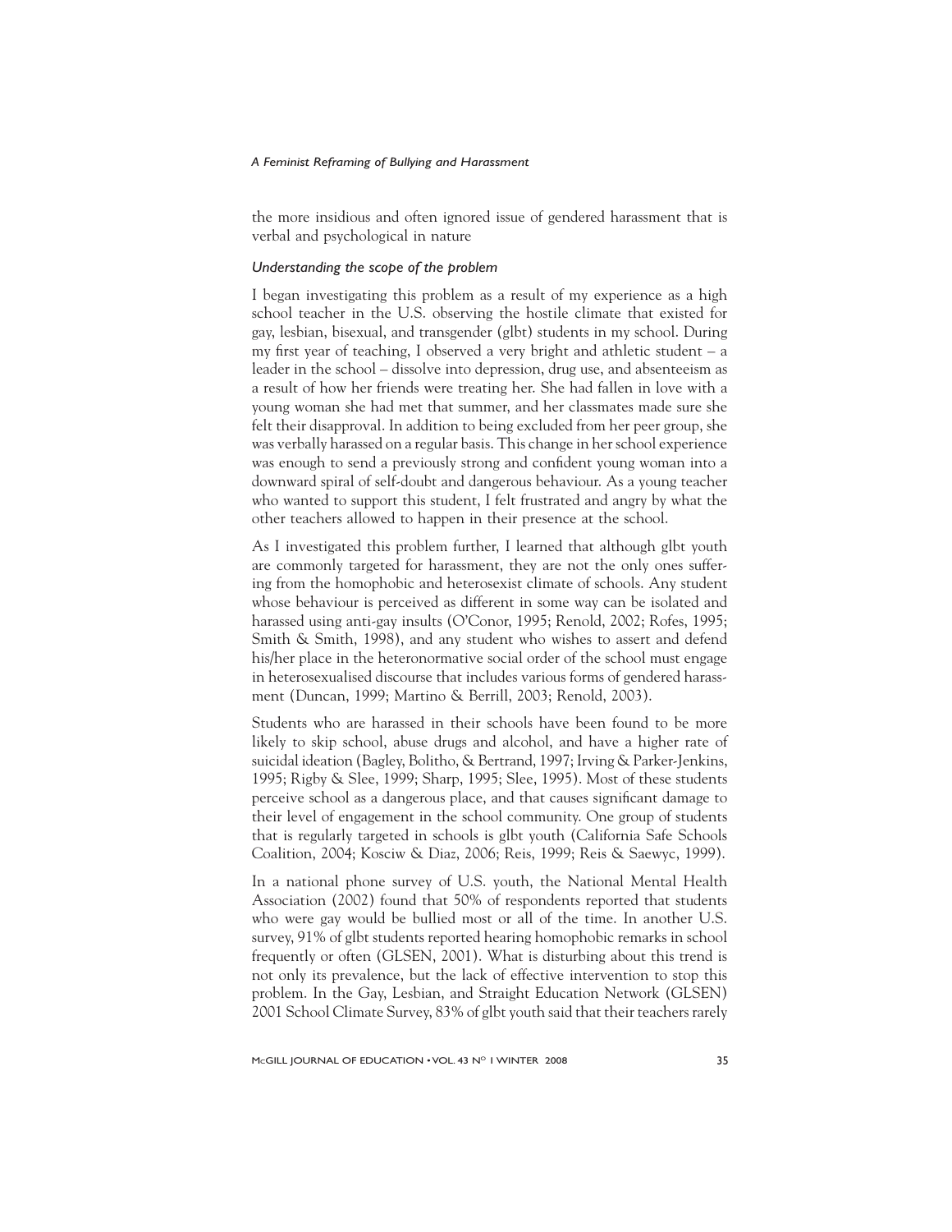the more insidious and often ignored issue of gendered harassment that is verbal and psychological in nature

### *Understanding the scope of the problem*

I began investigating this problem as a result of my experience as a high school teacher in the U.S. observing the hostile climate that existed for gay, lesbian, bisexual, and transgender (glbt) students in my school. During my first year of teaching, I observed a very bright and athletic student – a leader in the school – dissolve into depression, drug use, and absenteeism as a result of how her friends were treating her. She had fallen in love with a young woman she had met that summer, and her classmates made sure she felt their disapproval. In addition to being excluded from her peer group, she was verbally harassed on a regular basis. This change in her school experience was enough to send a previously strong and confident young woman into a downward spiral of self-doubt and dangerous behaviour. As a young teacher who wanted to support this student, I felt frustrated and angry by what the other teachers allowed to happen in their presence at the school.

As I investigated this problem further, I learned that although glbt youth are commonly targeted for harassment, they are not the only ones suffering from the homophobic and heterosexist climate of schools. Any student whose behaviour is perceived as different in some way can be isolated and harassed using anti-gay insults (O'Conor, 1995; Renold, 2002; Rofes, 1995; Smith & Smith, 1998), and any student who wishes to assert and defend his/her place in the heteronormative social order of the school must engage in heterosexualised discourse that includes various forms of gendered harassment (Duncan, 1999; Martino & Berrill, 2003; Renold, 2003).

Students who are harassed in their schools have been found to be more likely to skip school, abuse drugs and alcohol, and have a higher rate of suicidal ideation (Bagley, Bolitho, & Bertrand, 1997; Irving & Parker-Jenkins, 1995; Rigby & Slee, 1999; Sharp, 1995; Slee, 1995). Most of these students perceive school as a dangerous place, and that causes significant damage to their level of engagement in the school community. One group of students that is regularly targeted in schools is glbt youth (California Safe Schools Coalition, 2004; Kosciw & Diaz, 2006; Reis, 1999; Reis & Saewyc, 1999).

In a national phone survey of U.S. youth, the National Mental Health Association (2002) found that 50% of respondents reported that students who were gay would be bullied most or all of the time. In another U.S. survey, 91% of glbt students reported hearing homophobic remarks in school frequently or often (GLSEN, 2001). What is disturbing about this trend is not only its prevalence, but the lack of effective intervention to stop this problem. In the Gay, Lesbian, and Straight Education Network (GLSEN) 2001 School Climate Survey, 83% of glbt youth said that their teachers rarely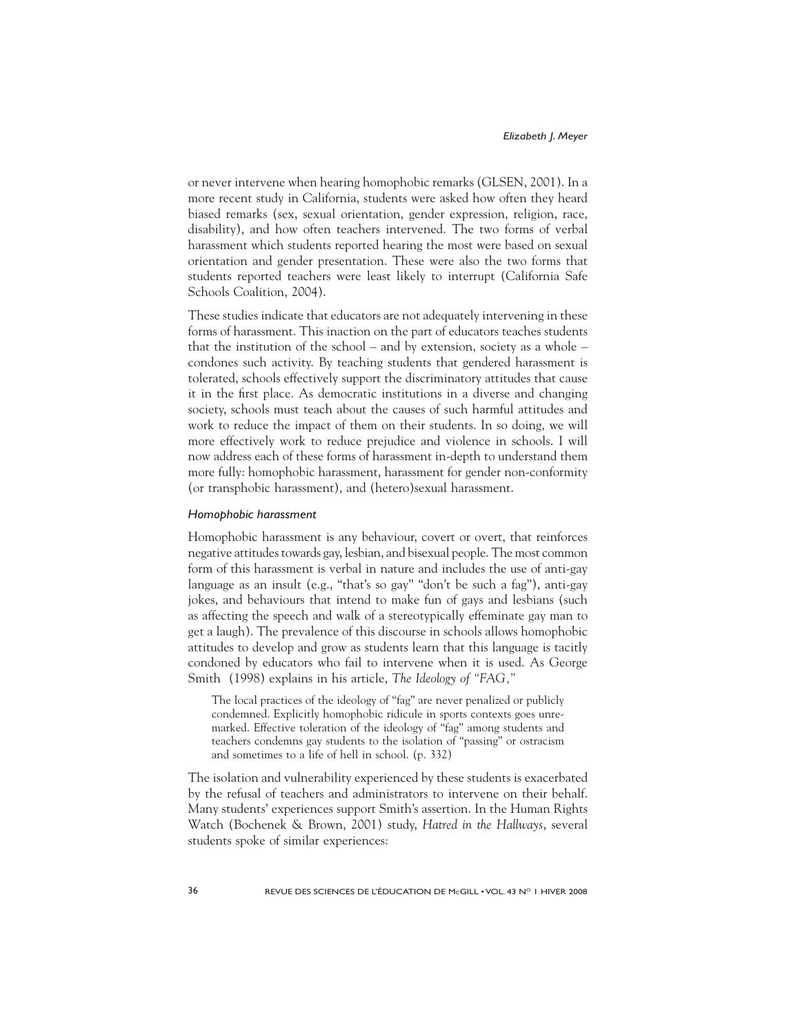or never intervene when hearing homophobic remarks (GLSEN, 2001). In a more recent study in California, students were asked how often they heard biased remarks (sex, sexual orientation, gender expression, religion, race, disability), and how often teachers intervened. The two forms of verbal harassment which students reported hearing the most were based on sexual orientation and gender presentation. These were also the two forms that students reported teachers were least likely to interrupt (California Safe Schools Coalition, 2004).

These studies indicate that educators are not adequately intervening in these forms of harassment. This inaction on the part of educators teaches students that the institution of the school – and by extension, society as a whole – condones such activity. By teaching students that gendered harassment is tolerated, schools effectively support the discriminatory attitudes that cause it in the first place. As democratic institutions in a diverse and changing society, schools must teach about the causes of such harmful attitudes and work to reduce the impact of them on their students. In so doing, we will more effectively work to reduce prejudice and violence in schools. I will now address each of these forms of harassment in-depth to understand them more fully: homophobic harassment, harassment for gender non-conformity (or transphobic harassment), and (hetero)sexual harassment.

### *Homophobic harassment*

Homophobic harassment is any behaviour, covert or overt, that reinforces negative attitudes towards gay, lesbian, and bisexual people. The most common form of this harassment is verbal in nature and includes the use of anti-gay language as an insult (e.g., "that's so gay" "don't be such a fag"), anti-gay jokes, and behaviours that intend to make fun of gays and lesbians (such as affecting the speech and walk of a stereotypically effeminate gay man to get a laugh). The prevalence of this discourse in schools allows homophobic attitudes to develop and grow as students learn that this language is tacitly condoned by educators who fail to intervene when it is used. As George Smith (1998) explains in his article, *The Ideology of "FAG,"*

> The local practices of the ideology of "fag" are never penalized or publicly condemned. Explicitly homophobic ridicule in sports contexts goes unremarked. Effective toleration of the ideology of "fag" among students and teachers condemns gay students to the isolation of "passing" or ostracism and sometimes to a life of hell in school. (p. 332)

The isolation and vulnerability experienced by these students is exacerbated by the refusal of teachers and administrators to intervene on their behalf. Many students' experiences support Smith's assertion. In the Human Rights Watch (Bochenek & Brown, 2001) study, *Hatred in the Hallways*, several students spoke of similar experiences: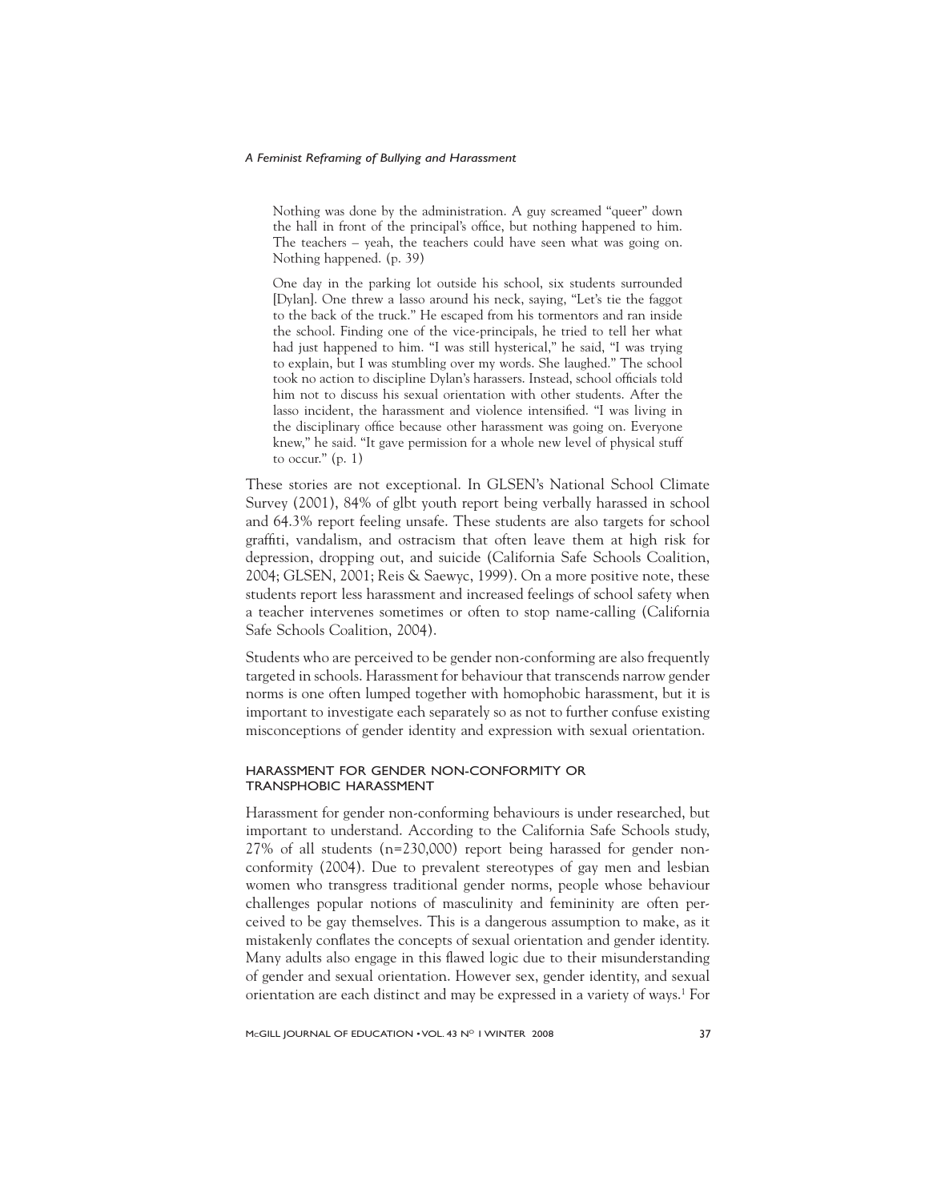> Nothing was done by the administration. A guy screamed "queer" down the hall in front of the principal's office, but nothing happened to him. The teachers – yeah, the teachers could have seen what was going on. Nothing happened. (p. 39)

> One day in the parking lot outside his school, six students surrounded [Dylan]. One threw a lasso around his neck, saying, "Let's tie the faggot to the back of the truck." He escaped from his tormentors and ran inside the school. Finding one of the vice-principals, he tried to tell her what had just happened to him. "I was still hysterical," he said, "I was trying to explain, but I was stumbling over my words. She laughed." The school took no action to discipline Dylan's harassers. Instead, school officials told him not to discuss his sexual orientation with other students. After the lasso incident, the harassment and violence intensified. "I was living in the disciplinary office because other harassment was going on. Everyone knew," he said. "It gave permission for a whole new level of physical stuff to occur." (p. 1)

These stories are not exceptional. In GLSEN's National School Climate Survey (2001), 84% of glbt youth report being verbally harassed in school and 64.3% report feeling unsafe. These students are also targets for school graffiti, vandalism, and ostracism that often leave them at high risk for depression, dropping out, and suicide (California Safe Schools Coalition, 2004; GLSEN, 2001; Reis & Saewyc, 1999). On a more positive note, these students report less harassment and increased feelings of school safety when a teacher intervenes sometimes or often to stop name-calling (California Safe Schools Coalition, 2004).

Students who are perceived to be gender non-conforming are also frequently targeted in schools. Harassment for behaviour that transcends narrow gender norms is one often lumped together with homophobic harassment, but it is important to investigate each separately so as not to further confuse existing misconceptions of gender identity and expression with sexual orientation.

### HARASSMENT FOR GENDER NON-CONFORMITY OR TRANSPHOBIC HARASSMENT

Harassment for gender non-conforming behaviours is under researched, but important to understand. According to the California Safe Schools study, 27% of all students (n=230,000) report being harassed for gender non-conformity (2004). Due to prevalent stereotypes of gay men and lesbian women who transgress traditional gender norms, people whose behaviour challenges popular notions of masculinity and femininity are often perceived to be gay themselves. This is a dangerous assumption to make, as it mistakenly conflates the concepts of sexual orientation and gender identity. Many adults also engage in this flawed logic due to their misunderstanding of gender and sexual orientation. However sex, gender identity, and sexual orientation are each distinct and may be expressed in a variety of ways.[1] For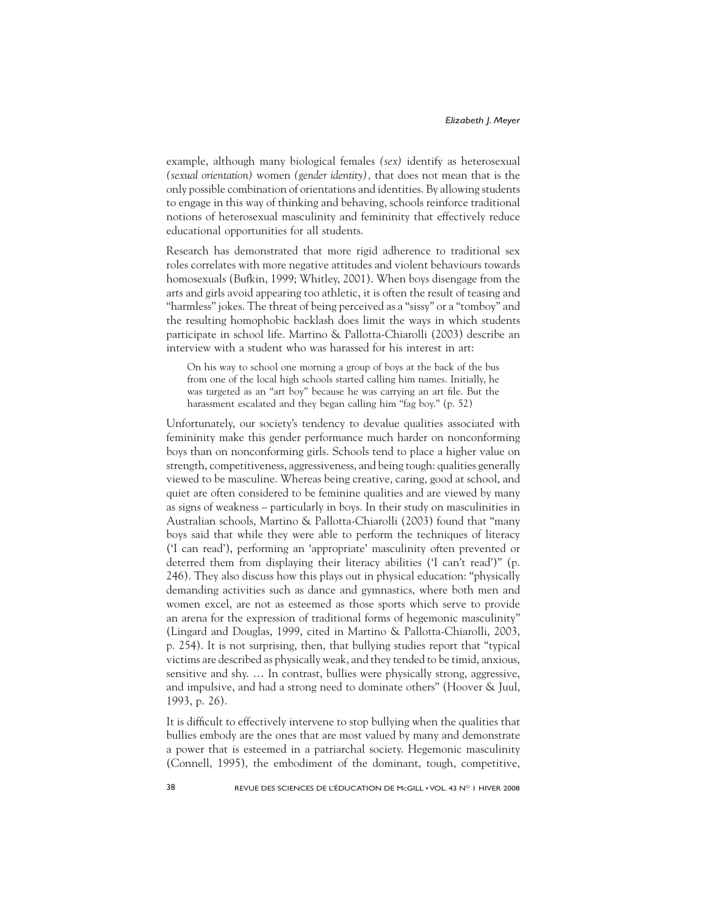example, although many biological females *(sex)* identify as heterosexual *(sexual orientation)* women *(gender identity)*, that does not mean that is the only possible combination of orientations and identities. By allowing students to engage in this way of thinking and behaving, schools reinforce traditional notions of heterosexual masculinity and femininity that effectively reduce educational opportunities for all students.

Research has demonstrated that more rigid adherence to traditional sex roles correlates with more negative attitudes and violent behaviours towards homosexuals (Bufkin, 1999; Whitley, 2001). When boys disengage from the arts and girls avoid appearing too athletic, it is often the result of teasing and "harmless" jokes. The threat of being perceived as a "sissy" or a "tomboy" and the resulting homophobic backlash does limit the ways in which students participate in school life. Martino & Pallotta-Chiarolli (2003) describe an interview with a student who was harassed for his interest in art:

> On his way to school one morning a group of boys at the back of the bus from one of the local high schools started calling him names. Initially, he was targeted as an "art boy" because he was carrying an art file. But the harassment escalated and they began calling him "fag boy." (p. 52)

Unfortunately, our society's tendency to devalue qualities associated with femininity make this gender performance much harder on nonconforming boys than on nonconforming girls. Schools tend to place a higher value on strength, competitiveness, aggressiveness, and being tough: qualities generally viewed to be masculine. Whereas being creative, caring, good at school, and quiet are often considered to be feminine qualities and are viewed by many as signs of weakness – particularly in boys. In their study on masculinities in Australian schools, Martino & Pallotta-Chiarolli (2003) found that "many boys said that while they were able to perform the techniques of literacy ('I can read'), performing an 'appropriate' masculinity often prevented or deterred them from displaying their literacy abilities ('I can't read')" (p. 246). They also discuss how this plays out in physical education: "physically demanding activities such as dance and gymnastics, where both men and women excel, are not as esteemed as those sports which serve to provide an arena for the expression of traditional forms of hegemonic masculinity" (Lingard and Douglas, 1999, cited in Martino & Pallotta-Chiarolli, 2003, p. 254). It is not surprising, then, that bullying studies report that "typical victims are described as physically weak, and they tended to be timid, anxious, sensitive and shy. … In contrast, bullies were physically strong, aggressive, and impulsive, and had a strong need to dominate others" (Hoover & Juul, 1993, p. 26).

It is difficult to effectively intervene to stop bullying when the qualities that bullies embody are the ones that are most valued by many and demonstrate a power that is esteemed in a patriarchal society. Hegemonic masculinity (Connell, 1995), the embodiment of the dominant, tough, competitive,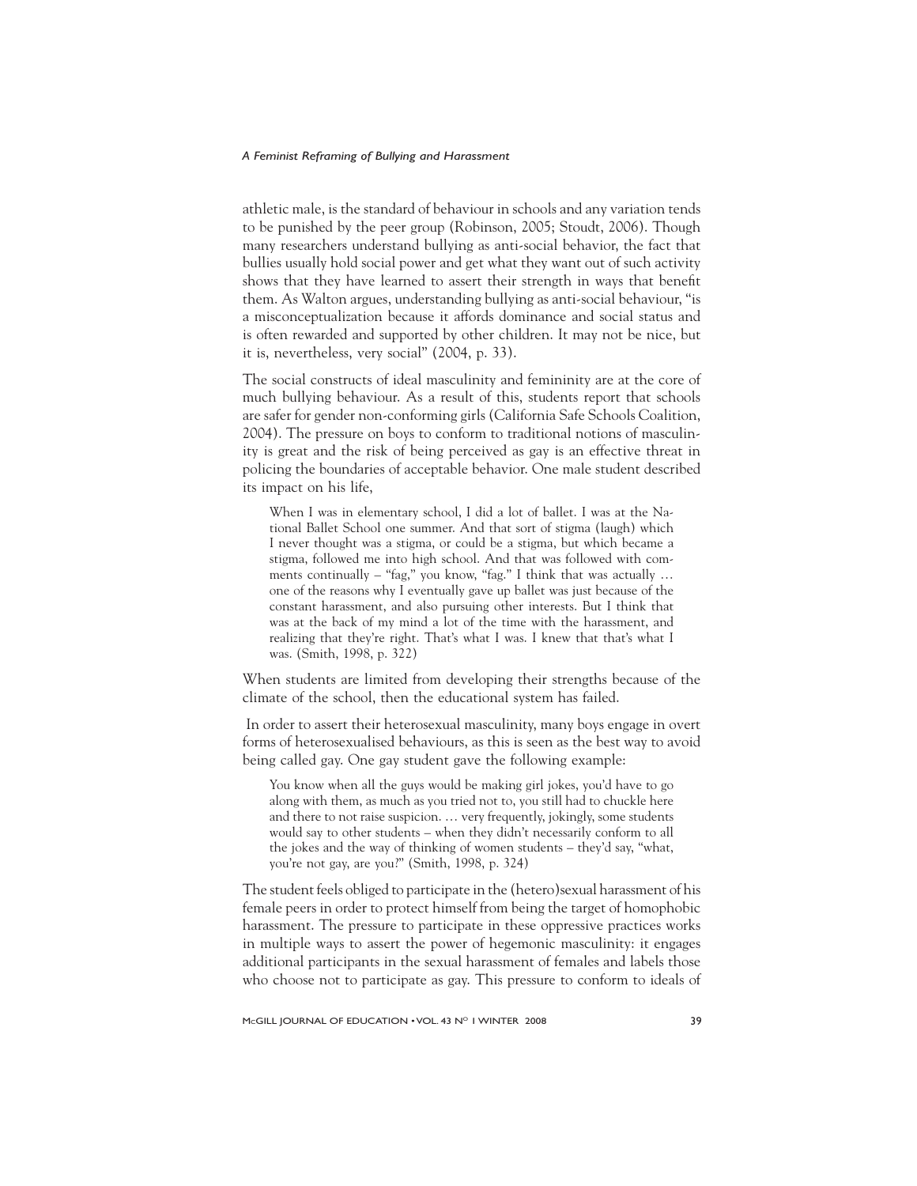athletic male, is the standard of behaviour in schools and any variation tends to be punished by the peer group (Robinson, 2005; Stoudt, 2006). Though many researchers understand bullying as anti-social behavior, the fact that bullies usually hold social power and get what they want out of such activity shows that they have learned to assert their strength in ways that benefit them. As Walton argues, understanding bullying as anti-social behaviour, "is a misconceptualization because it affords dominance and social status and is often rewarded and supported by other children. It may not be nice, but it is, nevertheless, very social" (2004, p. 33).

The social constructs of ideal masculinity and femininity are at the core of much bullying behaviour. As a result of this, students report that schools are safer for gender non-conforming girls (California Safe Schools Coalition, 2004). The pressure on boys to conform to traditional notions of masculinity is great and the risk of being perceived as gay is an effective threat in policing the boundaries of acceptable behavior. One male student described its impact on his life,

> When I was in elementary school, I did a lot of ballet. I was at the National Ballet School one summer. And that sort of stigma (laugh) which I never thought was a stigma, or could be a stigma, but which became a stigma, followed me into high school. And that was followed with comments continually – "fag," you know, "fag." I think that was actually … one of the reasons why I eventually gave up ballet was just because of the constant harassment, and also pursuing other interests. But I think that was at the back of my mind a lot of the time with the harassment, and realizing that they're right. That's what I was. I knew that that's what I was. (Smith, 1998, p. 322)

When students are limited from developing their strengths because of the climate of the school, then the educational system has failed.

In order to assert their heterosexual masculinity, many boys engage in overt forms of heterosexualised behaviours, as this is seen as the best way to avoid being called gay. One gay student gave the following example:

> You know when all the guys would be making girl jokes, you'd have to go along with them, as much as you tried not to, you still had to chuckle here and there to not raise suspicion. … very frequently, jokingly, some students would say to other students – when they didn't necessarily conform to all the jokes and the way of thinking of women students – they'd say, "what, you're not gay, are you?" (Smith, 1998, p. 324)

The student feels obliged to participate in the (hetero)sexual harassment of his female peers in order to protect himself from being the target of homophobic harassment. The pressure to participate in these oppressive practices works in multiple ways to assert the power of hegemonic masculinity: it engages additional participants in the sexual harassment of females and labels those who choose not to participate as gay. This pressure to conform to ideals of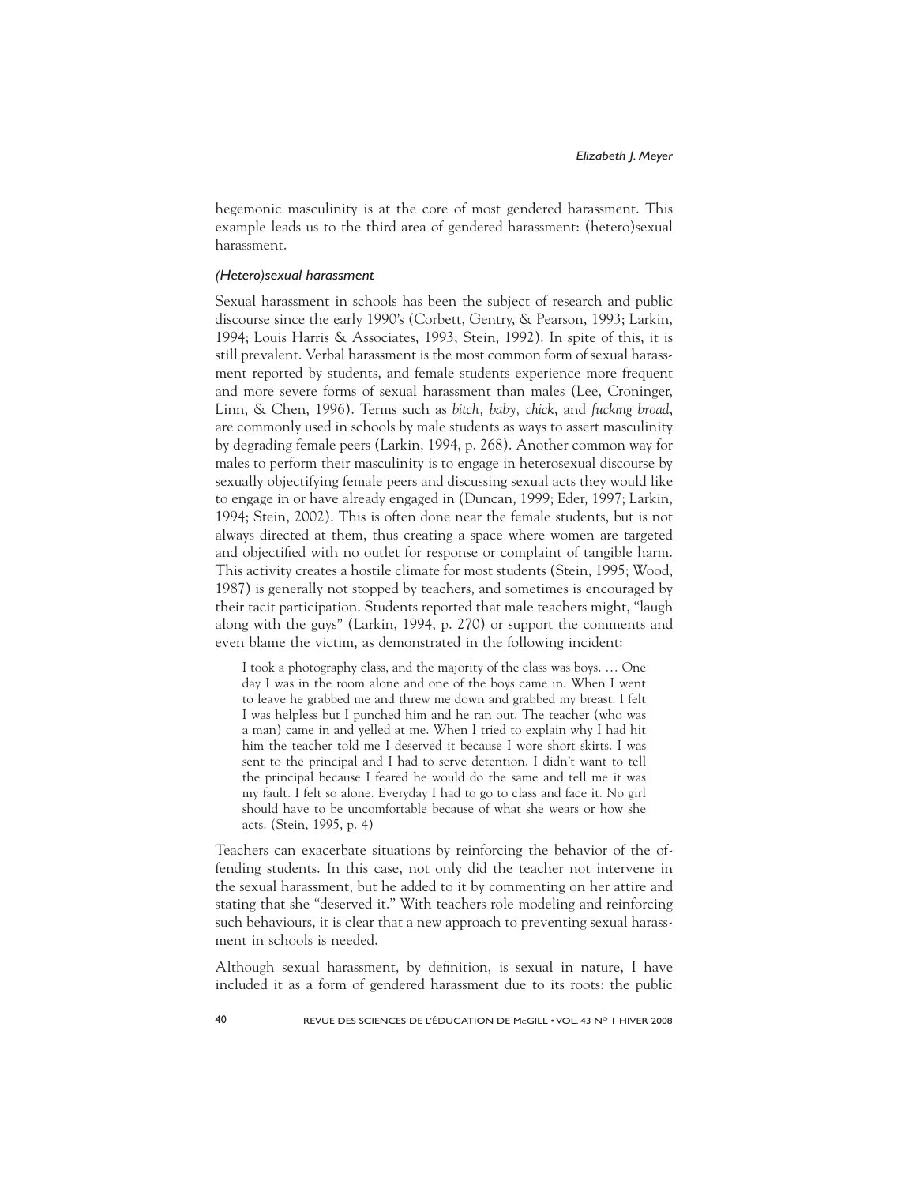hegemonic masculinity is at the core of most gendered harassment. This example leads us to the third area of gendered harassment: (hetero)sexual harassment.

### *(Hetero)sexual harassment*

Sexual harassment in schools has been the subject of research and public discourse since the early 1990's (Corbett, Gentry, & Pearson, 1993; Larkin, 1994; Louis Harris & Associates, 1993; Stein, 1992). In spite of this, it is still prevalent. Verbal harassment is the most common form of sexual harassment reported by students, and female students experience more frequent and more severe forms of sexual harassment than males (Lee, Croninger, Linn, & Chen, 1996). Terms such as *bitch, baby, chick*, and *fucking broad*, are commonly used in schools by male students as ways to assert masculinity by degrading female peers (Larkin, 1994, p. 268). Another common way for males to perform their masculinity is to engage in heterosexual discourse by sexually objectifying female peers and discussing sexual acts they would like to engage in or have already engaged in (Duncan, 1999; Eder, 1997; Larkin, 1994; Stein, 2002). This is often done near the female students, but is not always directed at them, thus creating a space where women are targeted and objectified with no outlet for response or complaint of tangible harm. This activity creates a hostile climate for most students (Stein, 1995; Wood, 1987) is generally not stopped by teachers, and sometimes is encouraged by their tacit participation. Students reported that male teachers might, "laugh along with the guys" (Larkin, 1994, p. 270) or support the comments and even blame the victim, as demonstrated in the following incident:

> I took a photography class, and the majority of the class was boys. … One day I was in the room alone and one of the boys came in. When I went to leave he grabbed me and threw me down and grabbed my breast. I felt I was helpless but I punched him and he ran out. The teacher (who was a man) came in and yelled at me. When I tried to explain why I had hit him the teacher told me I deserved it because I wore short skirts. I was sent to the principal and I had to serve detention. I didn't want to tell the principal because I feared he would do the same and tell me it was my fault. I felt so alone. Everyday I had to go to class and face it. No girl should have to be uncomfortable because of what she wears or how she acts. (Stein, 1995, p. 4)

Teachers can exacerbate situations by reinforcing the behavior of the offending students. In this case, not only did the teacher not intervene in the sexual harassment, but he added to it by commenting on her attire and stating that she "deserved it." With teachers role modeling and reinforcing such behaviours, it is clear that a new approach to preventing sexual harassment in schools is needed.

Although sexual harassment, by definition, is sexual in nature, I have included it as a form of gendered harassment due to its roots: the public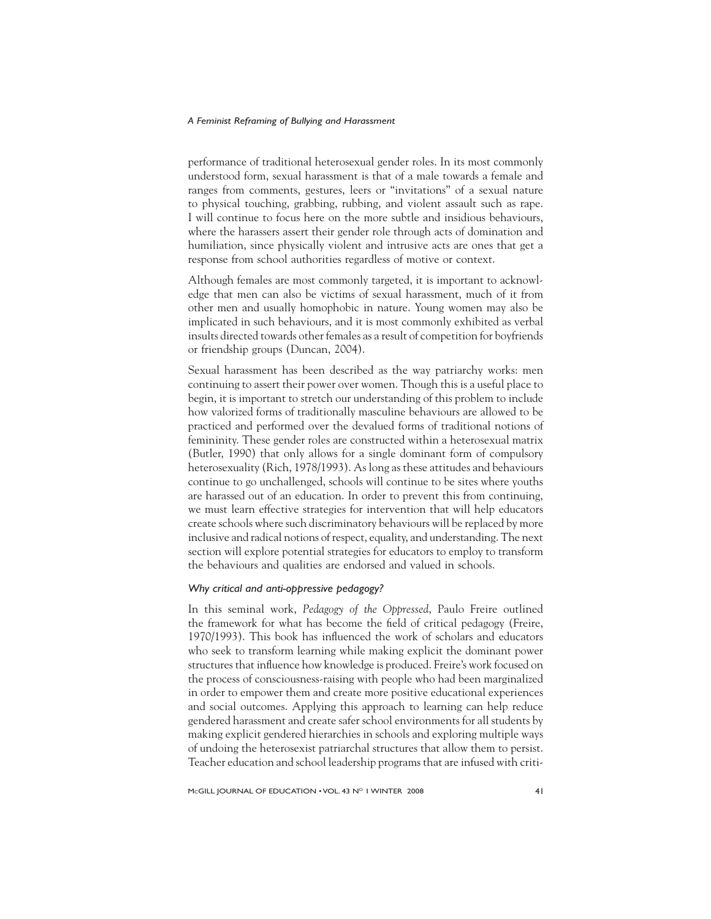performance of traditional heterosexual gender roles. In its most commonly understood form, sexual harassment is that of a male towards a female and ranges from comments, gestures, leers or "invitations" of a sexual nature to physical touching, grabbing, rubbing, and violent assault such as rape. I will continue to focus here on the more subtle and insidious behaviours, where the harassers assert their gender role through acts of domination and humiliation, since physically violent and intrusive acts are ones that get a response from school authorities regardless of motive or context.

Although females are most commonly targeted, it is important to acknowledge that men can also be victims of sexual harassment, much of it from other men and usually homophobic in nature. Young women may also be implicated in such behaviours, and it is most commonly exhibited as verbal insults directed towards other females as a result of competition for boyfriends or friendship groups (Duncan, 2004).

Sexual harassment has been described as the way patriarchy works: men continuing to assert their power over women. Though this is a useful place to begin, it is important to stretch our understanding of this problem to include how valorized forms of traditionally masculine behaviours are allowed to be practiced and performed over the devalued forms of traditional notions of femininity. These gender roles are constructed within a heterosexual matrix (Butler, 1990) that only allows for a single dominant form of compulsory heterosexuality (Rich, 1978/1993). As long as these attitudes and behaviours continue to go unchallenged, schools will continue to be sites where youths are harassed out of an education. In order to prevent this from continuing, we must learn effective strategies for intervention that will help educators create schools where such discriminatory behaviours will be replaced by more inclusive and radical notions of respect, equality, and understanding. The next section will explore potential strategies for educators to employ to transform the behaviours and qualities are endorsed and valued in schools.

### *Why critical and anti-oppressive pedagogy?*

In this seminal work, *Pedagogy of the Oppressed*, Paulo Freire outlined the framework for what has become the field of critical pedagogy (Freire, 1970/1993). This book has influenced the work of scholars and educators who seek to transform learning while making explicit the dominant power structures that influence how knowledge is produced. Freire's work focused on the process of consciousness-raising with people who had been marginalized in order to empower them and create more positive educational experiences and social outcomes. Applying this approach to learning can help reduce gendered harassment and create safer school environments for all students by making explicit gendered hierarchies in schools and exploring multiple ways of undoing the heterosexist patriarchal structures that allow them to persist. Teacher education and school leadership programs that are infused with criti-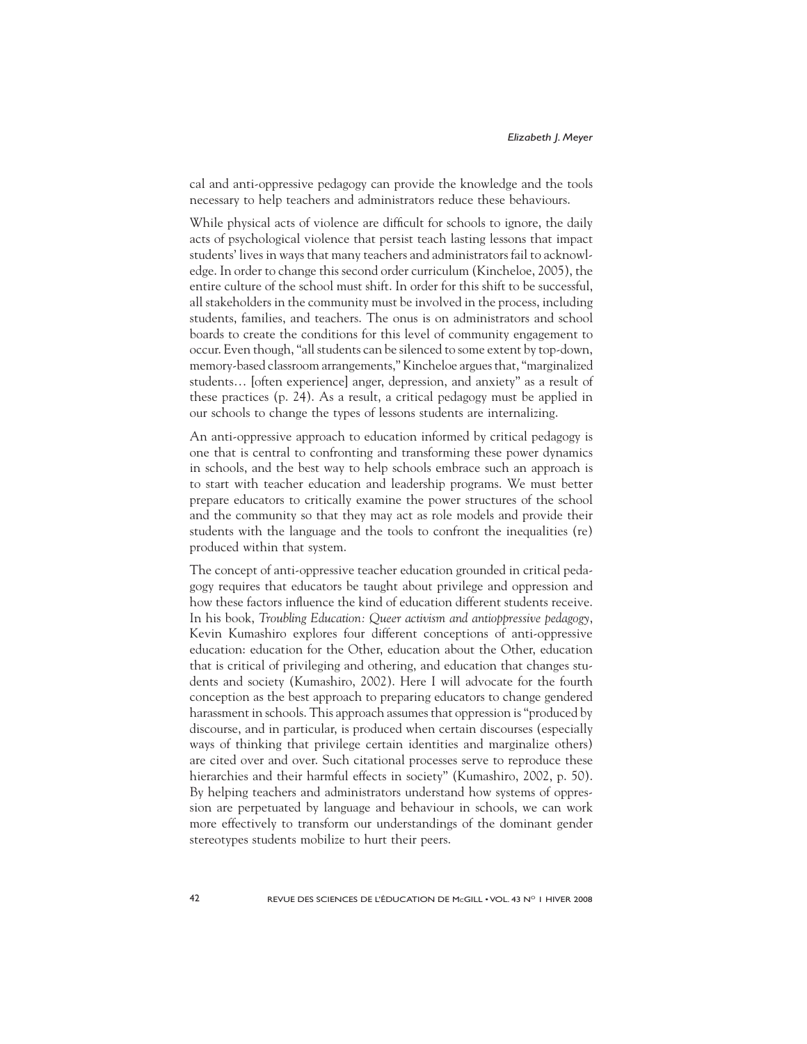cal and anti-oppressive pedagogy can provide the knowledge and the tools necessary to help teachers and administrators reduce these behaviours.

While physical acts of violence are difficult for schools to ignore, the daily acts of psychological violence that persist teach lasting lessons that impact students' lives in ways that many teachers and administrators fail to acknowledge. In order to change this second order curriculum (Kincheloe, 2005), the entire culture of the school must shift. In order for this shift to be successful, all stakeholders in the community must be involved in the process, including students, families, and teachers. The onus is on administrators and school boards to create the conditions for this level of community engagement to occur. Even though, "all students can be silenced to some extent by top-down, memory-based classroom arrangements," Kincheloe argues that, "marginalized students… [often experience] anger, depression, and anxiety" as a result of these practices (p. 24). As a result, a critical pedagogy must be applied in our schools to change the types of lessons students are internalizing.

An anti-oppressive approach to education informed by critical pedagogy is one that is central to confronting and transforming these power dynamics in schools, and the best way to help schools embrace such an approach is to start with teacher education and leadership programs. We must better prepare educators to critically examine the power structures of the school and the community so that they may act as role models and provide their students with the language and the tools to confront the inequalities (re) produced within that system.

The concept of anti-oppressive teacher education grounded in critical pedagogy requires that educators be taught about privilege and oppression and how these factors influence the kind of education different students receive. In his book, *Troubling Education: Queer activism and antioppressive pedagogy*, Kevin Kumashiro explores four different conceptions of anti-oppressive education: education for the Other, education about the Other, education that is critical of privileging and othering, and education that changes students and society (Kumashiro, 2002). Here I will advocate for the fourth conception as the best approach to preparing educators to change gendered harassment in schools. This approach assumes that oppression is "produced by discourse, and in particular, is produced when certain discourses (especially ways of thinking that privilege certain identities and marginalize others) are cited over and over. Such citational processes serve to reproduce these hierarchies and their harmful effects in society" (Kumashiro, 2002, p. 50). By helping teachers and administrators understand how systems of oppression are perpetuated by language and behaviour in schools, we can work more effectively to transform our understandings of the dominant gender stereotypes students mobilize to hurt their peers.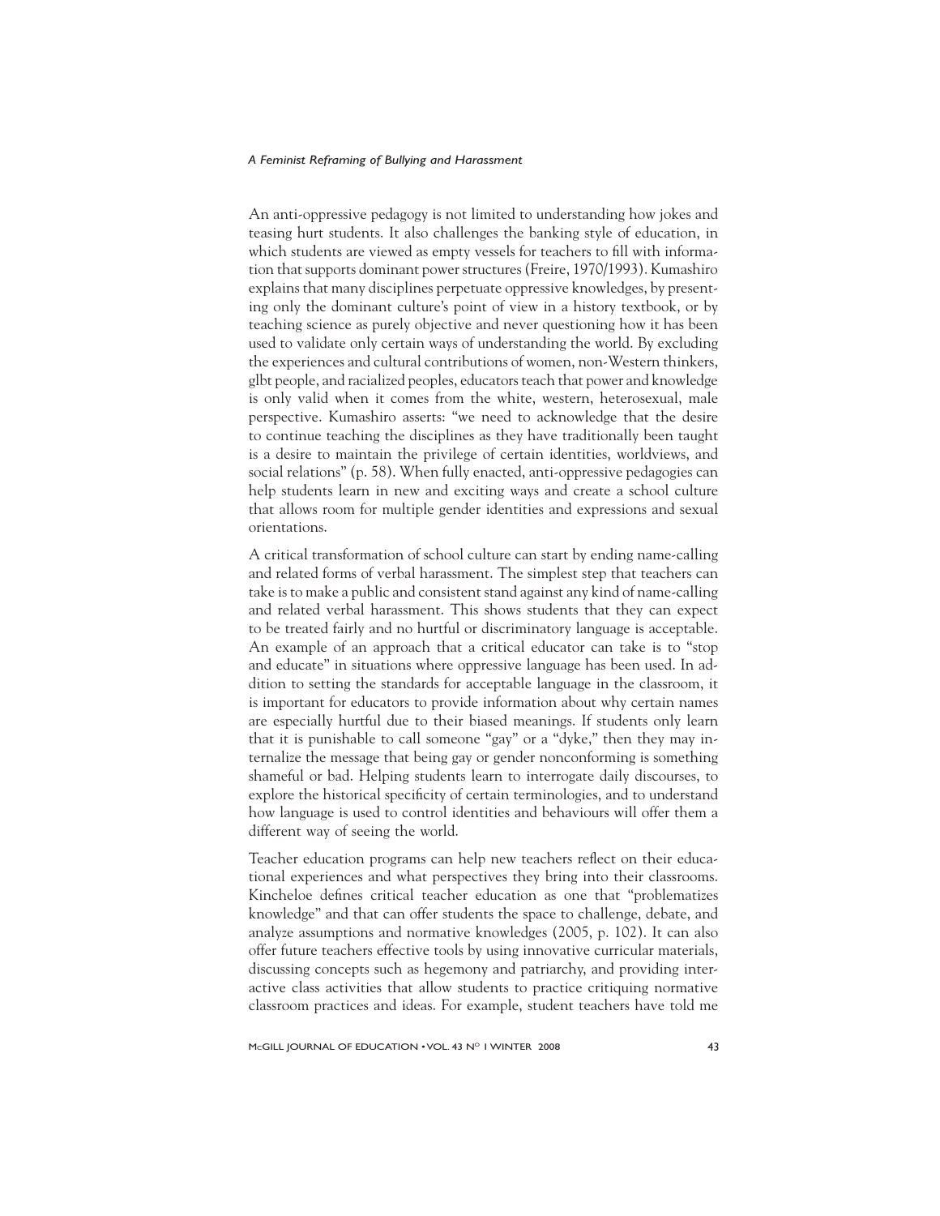An anti-oppressive pedagogy is not limited to understanding how jokes and teasing hurt students. It also challenges the banking style of education, in which students are viewed as empty vessels for teachers to fill with information that supports dominant power structures (Freire, 1970/1993). Kumashiro explains that many disciplines perpetuate oppressive knowledges, by presenting only the dominant culture's point of view in a history textbook, or by teaching science as purely objective and never questioning how it has been used to validate only certain ways of understanding the world. By excluding the experiences and cultural contributions of women, non-Western thinkers, glbt people, and racialized peoples, educators teach that power and knowledge is only valid when it comes from the white, western, heterosexual, male perspective. Kumashiro asserts: "we need to acknowledge that the desire to continue teaching the disciplines as they have traditionally been taught is a desire to maintain the privilege of certain identities, worldviews, and social relations" (p. 58). When fully enacted, anti-oppressive pedagogies can help students learn in new and exciting ways and create a school culture that allows room for multiple gender identities and expressions and sexual orientations.

A critical transformation of school culture can start by ending name-calling and related forms of verbal harassment. The simplest step that teachers can take is to make a public and consistent stand against any kind of name-calling and related verbal harassment. This shows students that they can expect to be treated fairly and no hurtful or discriminatory language is acceptable. An example of an approach that a critical educator can take is to "stop and educate" in situations where oppressive language has been used. In addition to setting the standards for acceptable language in the classroom, it is important for educators to provide information about why certain names are especially hurtful due to their biased meanings. If students only learn that it is punishable to call someone "gay" or a "dyke," then they may internalize the message that being gay or gender nonconforming is something shameful or bad. Helping students learn to interrogate daily discourses, to explore the historical specificity of certain terminologies, and to understand how language is used to control identities and behaviours will offer them a different way of seeing the world.

Teacher education programs can help new teachers reflect on their educational experiences and what perspectives they bring into their classrooms. Kincheloe defines critical teacher education as one that "problematizes knowledge" and that can offer students the space to challenge, debate, and analyze assumptions and normative knowledges (2005, p. 102). It can also offer future teachers effective tools by using innovative curricular materials, discussing concepts such as hegemony and patriarchy, and providing interactive class activities that allow students to practice critiquing normative classroom practices and ideas. For example, student teachers have told me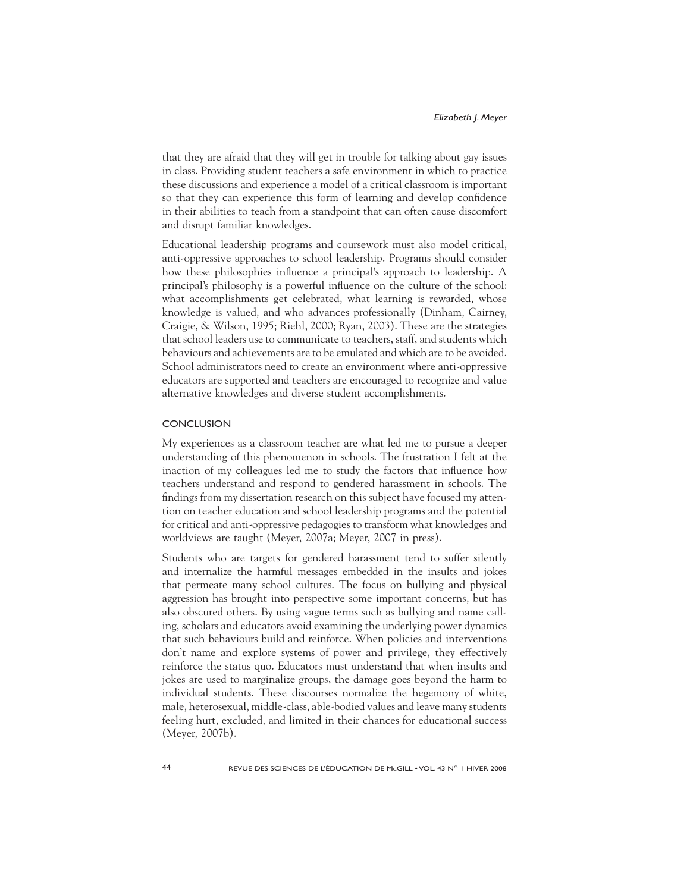that they are afraid that they will get in trouble for talking about gay issues in class. Providing student teachers a safe environment in which to practice these discussions and experience a model of a critical classroom is important so that they can experience this form of learning and develop confidence in their abilities to teach from a standpoint that can often cause discomfort and disrupt familiar knowledges.

Educational leadership programs and coursework must also model critical, anti-oppressive approaches to school leadership. Programs should consider how these philosophies influence a principal's approach to leadership. A principal's philosophy is a powerful influence on the culture of the school: what accomplishments get celebrated, what learning is rewarded, whose knowledge is valued, and who advances professionally (Dinham, Cairney, Craigie, & Wilson, 1995; Riehl, 2000; Ryan, 2003). These are the strategies that school leaders use to communicate to teachers, staff, and students which behaviours and achievements are to be emulated and which are to be avoided. School administrators need to create an environment where anti-oppressive educators are supported and teachers are encouraged to recognize and value alternative knowledges and diverse student accomplishments.

## CONCLUSION

My experiences as a classroom teacher are what led me to pursue a deeper understanding of this phenomenon in schools. The frustration I felt at the inaction of my colleagues led me to study the factors that influence how teachers understand and respond to gendered harassment in schools. The findings from my dissertation research on this subject have focused my attention on teacher education and school leadership programs and the potential for critical and anti-oppressive pedagogies to transform what knowledges and worldviews are taught (Meyer, 2007a; Meyer, 2007 in press).

Students who are targets for gendered harassment tend to suffer silently and internalize the harmful messages embedded in the insults and jokes that permeate many school cultures. The focus on bullying and physical aggression has brought into perspective some important concerns, but has also obscured others. By using vague terms such as bullying and name calling, scholars and educators avoid examining the underlying power dynamics that such behaviours build and reinforce. When policies and interventions don't name and explore systems of power and privilege, they effectively reinforce the status quo. Educators must understand that when insults and jokes are used to marginalize groups, the damage goes beyond the harm to individual students. These discourses normalize the hegemony of white, male, heterosexual, middle-class, able-bodied values and leave many students feeling hurt, excluded, and limited in their chances for educational success (Meyer, 2007b).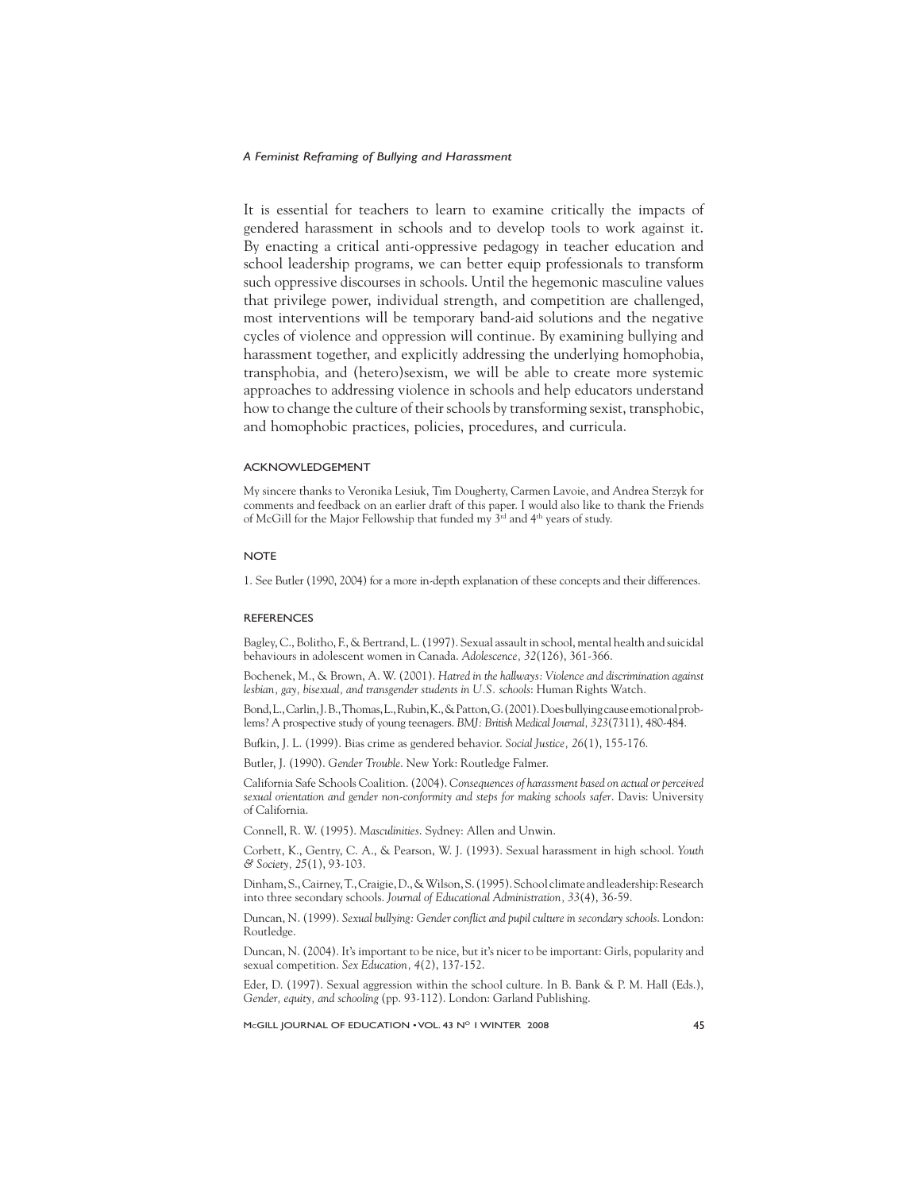It is essential for teachers to learn to examine critically the impacts of gendered harassment in schools and to develop tools to work against it. By enacting a critical anti-oppressive pedagogy in teacher education and school leadership programs, we can better equip professionals to transform such oppressive discourses in schools. Until the hegemonic masculine values that privilege power, individual strength, and competition are challenged, most interventions will be temporary band-aid solutions and the negative cycles of violence and oppression will continue. By examining bullying and harassment together, and explicitly addressing the underlying homophobia, transphobia, and (hetero)sexism, we will be able to create more systemic approaches to addressing violence in schools and help educators understand how to change the culture of their schools by transforming sexist, transphobic, and homophobic practices, policies, procedures, and curricula.

## ACKNOWLEDGEMENT

My sincere thanks to Veronika Lesiuk, Tim Dougherty, Carmen Lavoie, and Andrea Sterzyk for comments and feedback on an earlier draft of this paper. I would also like to thank the Friends of McGill for the Major Fellowship that funded my 3rd and 4th years of study.

## NOTE

1. See Butler (1990, 2004) for a more in-depth explanation of these concepts and their differences.

## REFERENCES

Bagley, C., Bolitho, F., & Bertrand, L. (1997). Sexual assault in school, mental health and suicidal behaviours in adolescent women in Canada. *Adolescence, 32*(126), 361-366.

Bochenek, M., & Brown, A. W. (2001). *Hatred in the hallways: Violence and discrimination against lesbian, gay, bisexual, and transgender students in U.S. schools*: Human Rights Watch.

Bond, L., Carlin, J. B., Thomas, L., Rubin, K., & Patton, G. (2001). Does bullying cause emotional problems? A prospective study of young teenagers. *BMJ: British Medical Journal, 323*(7311), 480-484.

Bufkin, J. L. (1999). Bias crime as gendered behavior. *Social Justice, 26*(1), 155-176.

Butler, J. (1990). *Gender Trouble*. New York: Routledge Falmer.

California Safe Schools Coalition. (2004). *Consequences of harassment based on actual or perceived sexual orientation and gender non-conformity and steps for making schools safer*. Davis: University of California.

Connell, R. W. (1995). *Masculinities*. Sydney: Allen and Unwin.

Corbett, K., Gentry, C. A., & Pearson, W. J. (1993). Sexual harassment in high school. *Youth & Society, 25*(1), 93-103.

Dinham, S., Cairney, T., Craigie, D., & Wilson, S. (1995). School climate and leadership: Research into three secondary schools. *Journal of Educational Administration, 33*(4), 36-59.

Duncan, N. (1999). *Sexual bullying: Gender conflict and pupil culture in secondary schools*. London: Routledge.

Duncan, N. (2004). It's important to be nice, but it's nicer to be important: Girls, popularity and sexual competition. *Sex Education, 4*(2), 137-152.

Eder, D. (1997). Sexual aggression within the school culture. In B. Bank & P. M. Hall (Eds.), *Gender, equity, and schooling* (pp. 93-112). London: Garland Publishing.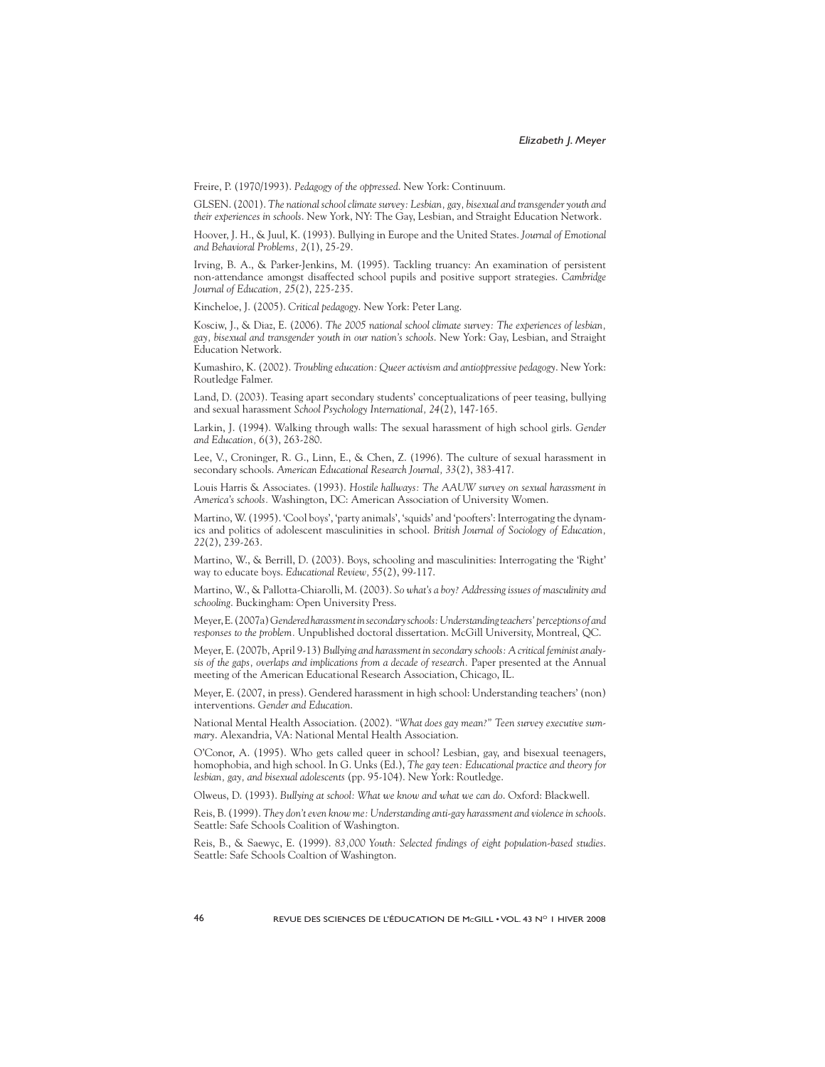Freire, P. (1970/1993). *Pedagogy of the oppressed*. New York: Continuum.

GLSEN. (2001). *The national school climate survey: Lesbian, gay, bisexual and transgender youth and their experiences in schools*. New York, NY: The Gay, Lesbian, and Straight Education Network.

Hoover, J. H., & Juul, K. (1993). Bullying in Europe and the United States. *Journal of Emotional and Behavioral Problems, 2*(1), 25-29.

Irving, B. A., & Parker-Jenkins, M. (1995). Tackling truancy: An examination of persistent non-attendance amongst disaffected school pupils and positive support strategies. *Cambridge Journal of Education, 25*(2), 225-235.

Kincheloe, J. (2005). *Critical pedagogy*. New York: Peter Lang.

Kosciw, J., & Diaz, E. (2006). *The 2005 national school climate survey: The experiences of lesbian, gay, bisexual and transgender youth in our nation's schools*. New York: Gay, Lesbian, and Straight Education Network.

Kumashiro, K. (2002). *Troubling education: Queer activism and antioppressive pedagogy*. New York: Routledge Falmer.

Land, D. (2003). Teasing apart secondary students' conceptualizations of peer teasing, bullying and sexual harassment *School Psychology International, 24*(2), 147-165.

Larkin, J. (1994). Walking through walls: The sexual harassment of high school girls. *Gender and Education, 6*(3), 263-280.

Lee, V., Croninger, R. G., Linn, E., & Chen, Z. (1996). The culture of sexual harassment in secondary schools. *American Educational Research Journal, 33*(2), 383-417.

Louis Harris & Associates. (1993). *Hostile hallways: The AAUW survey on sexual harassment in America's schools.* Washington, DC: American Association of University Women.

Martino, W. (1995). 'Cool boys', 'party animals', 'squids' and 'poofters': Interrogating the dynamics and politics of adolescent masculinities in school. *British Journal of Sociology of Education, 22*(2), 239-263.

Martino, W., & Berrill, D. (2003). Boys, schooling and masculinities: Interrogating the 'Right' way to educate boys. *Educational Review, 55*(2), 99-117.

Martino, W., & Pallotta-Chiarolli, M. (2003). *So what's a boy? Addressing issues of masculinity and schooling*. Buckingham: Open University Press.

Meyer, E. (2007a) *Gendered harassment in secondary schools: Understanding teachers' perceptions of and responses to the problem.* Unpublished doctoral dissertation. McGill University, Montreal, QC.

Meyer, E. (2007b, April 9-13) *Bullying and harassment in secondary schools: A critical feminist analysis of the gaps, overlaps and implications from a decade of research.* Paper presented at the Annual meeting of the American Educational Research Association, Chicago, IL.

Meyer, E. (2007, in press). Gendered harassment in high school: Understanding teachers' (non) interventions. *Gender and Education.*

National Mental Health Association. (2002). *"What does gay mean?" Teen survey executive summary*. Alexandria, VA: National Mental Health Association.

O'Conor, A. (1995). Who gets called queer in school? Lesbian, gay, and bisexual teenagers, homophobia, and high school. In G. Unks (Ed.), *The gay teen: Educational practice and theory for lesbian, gay, and bisexual adolescents* (pp. 95-104). New York: Routledge.

Olweus, D. (1993). *Bullying at school: What we know and what we can do*. Oxford: Blackwell.

Reis, B. (1999). *They don't even know me: Understanding anti-gay harassment and violence in schools*. Seattle: Safe Schools Coalition of Washington.

Reis, B., & Saewyc, E. (1999). *83,000 Youth: Selected findings of eight population-based studies*. Seattle: Safe Schools Coaltion of Washington.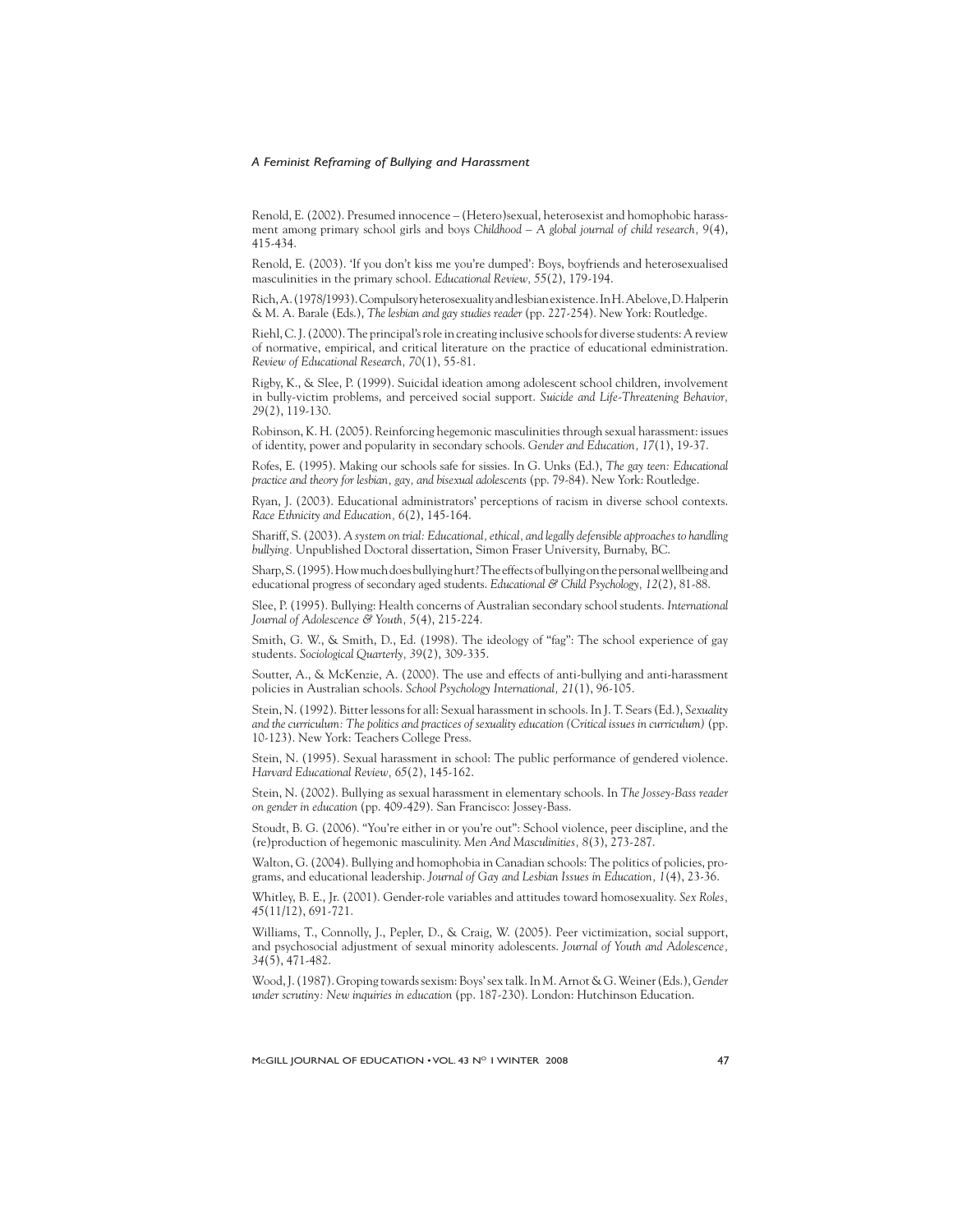Renold, E. (2002). Presumed innocence – (Hetero)sexual, heterosexist and homophobic harassment among primary school girls and boys *Childhood – A global journal of child research, 9*(4), 415-434.

Renold, E. (2003). 'If you don't kiss me you're dumped': Boys, boyfriends and heterosexualised masculinities in the primary school. *Educational Review, 55*(2), 179-194.

Rich, A. (1978/1993). Compulsory heterosexuality and lesbian existence. In H. Abelove, D. Halperin & M. A. Barale (Eds.), *The lesbian and gay studies reader* (pp. 227-254). New York: Routledge.

Riehl, C. J. (2000). The principal's role in creating inclusive schools for diverse students: A review of normative, empirical, and critical literature on the practice of educational edministration. *Review of Educational Research, 70*(1), 55-81.

Rigby, K., & Slee, P. (1999). Suicidal ideation among adolescent school children, involvement in bully-victim problems, and perceived social support. *Suicide and Life-Threatening Behavior, 29*(2), 119-130.

Robinson, K. H. (2005). Reinforcing hegemonic masculinities through sexual harassment: issues of identity, power and popularity in secondary schools. *Gender and Education, 17*(1), 19-37.

Rofes, E. (1995). Making our schools safe for sissies. In G. Unks (Ed.), *The gay teen: Educational practice and theory for lesbian, gay, and bisexual adolescents* (pp. 79-84). New York: Routledge.

Ryan, J. (2003). Educational administrators' perceptions of racism in diverse school contexts. *Race Ethnicity and Education, 6*(2), 145-164.

Shariff, S. (2003). *A system on trial: Educational, ethical, and legally defensible approaches to handling bullying.* Unpublished Doctoral dissertation, Simon Fraser University, Burnaby, BC.

Sharp, S. (1995). How much does bullying hurt? The effects of bullying on the personal wellbeing and educational progress of secondary aged students. *Educational & Child Psychology, 12*(2), 81-88.

Slee, P. (1995). Bullying: Health concerns of Australian secondary school students. *International Journal of Adolescence & Youth, 5*(4), 215-224.

Smith, G. W., & Smith, D., Ed. (1998). The ideology of "fag": The school experience of gay students. *Sociological Quarterly, 39*(2), 309-335.

Soutter, A., & McKenzie, A. (2000). The use and effects of anti-bullying and anti-harassment policies in Australian schools. *School Psychology International, 21*(1), 96-105.

Stein, N. (1992). Bitter lessons for all: Sexual harassment in schools. In J. T. Sears (Ed.), *Sexuality and the curriculum: The politics and practices of sexuality education (Critical issues in curriculum)* (pp. 10-123). New York: Teachers College Press.

Stein, N. (1995). Sexual harassment in school: The public performance of gendered violence. *Harvard Educational Review, 65*(2), 145-162.

Stein, N. (2002). Bullying as sexual harassment in elementary schools. In *The Jossey-Bass reader on gender in education* (pp. 409-429). San Francisco: Jossey-Bass.

Stoudt, B. G. (2006). "You're either in or you're out": School violence, peer discipline, and the (re)production of hegemonic masculinity. *Men And Masculinities, 8*(3), 273-287.

Walton, G. (2004). Bullying and homophobia in Canadian schools: The politics of policies, programs, and educational leadership. *Journal of Gay and Lesbian Issues in Education, 1*(4), 23-36.

Whitley, B. E., Jr. (2001). Gender-role variables and attitudes toward homosexuality. *Sex Roles, 45*(11/12), 691-721.

Williams, T., Connolly, J., Pepler, D., & Craig, W. (2005). Peer victimization, social support, and psychosocial adjustment of sexual minority adolescents. *Journal of Youth and Adolescence, 34*(5), 471-482.

Wood, J. (1987). Groping towards sexism: Boys' sex talk. In M. Arnot & G. Weiner (Eds.), *Gender under scrutiny: New inquiries in education* (pp. 187-230). London: Hutchinson Education.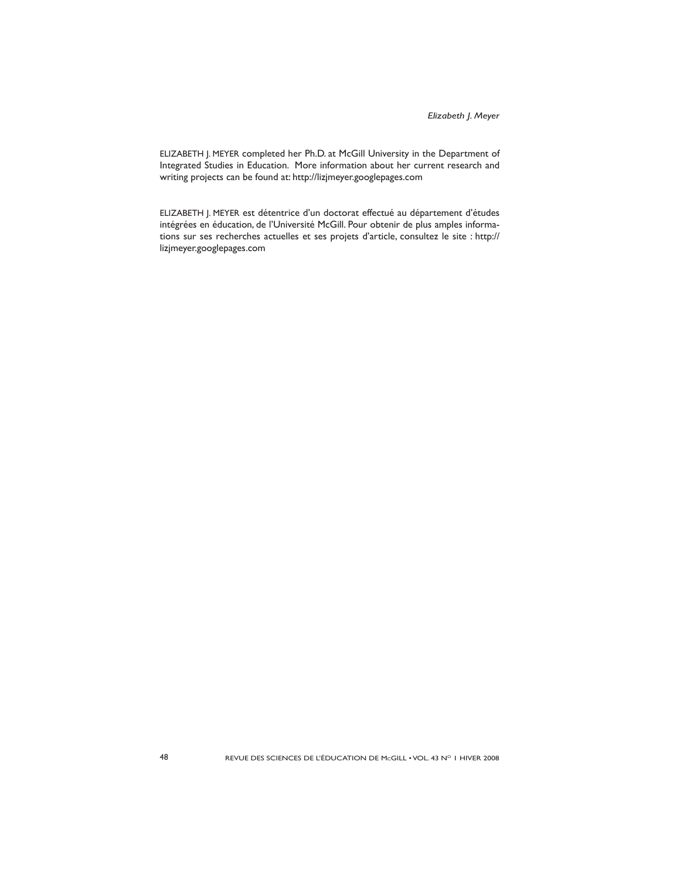ELIZABETH J. MEYER completed her Ph.D. at McGill University in the Department of Integrated Studies in Education. More information about her current research and writing projects can be found at: http://lizjmeyer.googlepages.com

ELIZABETH J. MEYER est détentrice d'un doctorat effectué au département d'études intégrées en éducation, de l'Université McGill. Pour obtenir de plus amples informations sur ses recherches actuelles et ses projets d'article, consultez le site : http://lizjmeyer.googlepages.com